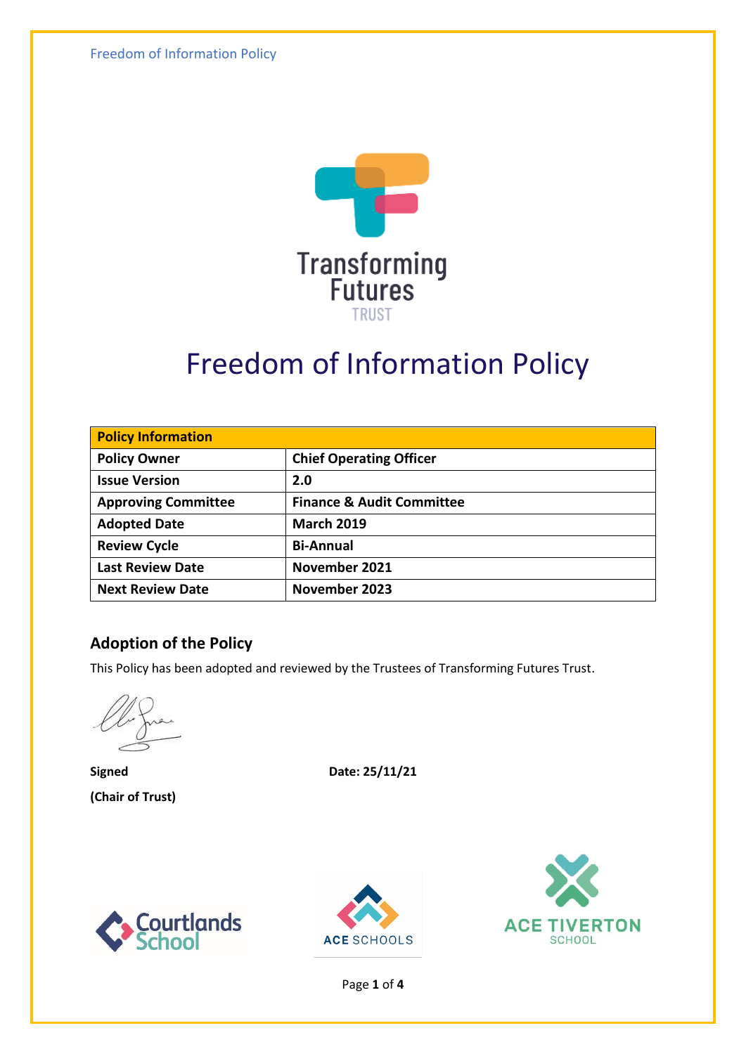# Freedom of Information Policy

| Policy Information | |
|---|---|
| **Policy Owner** | **Chief Operating Officer** |
| **Issue Version** | **2.0** |
| **Approving Committee** | **Finance & Audit Committee** |
| **Adopted Date** | **March 2019** |
| **Review Cycle** | **Bi-Annual** |
| **Last Review Date** | **November 2021** |
| **Next Review Date** | **November 2023** |

## Adoption of the Policy

This Policy has been adopted and reviewed by the Trustees of Transforming Futures Trust.

**Signed** **Date: 25/11/21**

**(Chair of Trust)**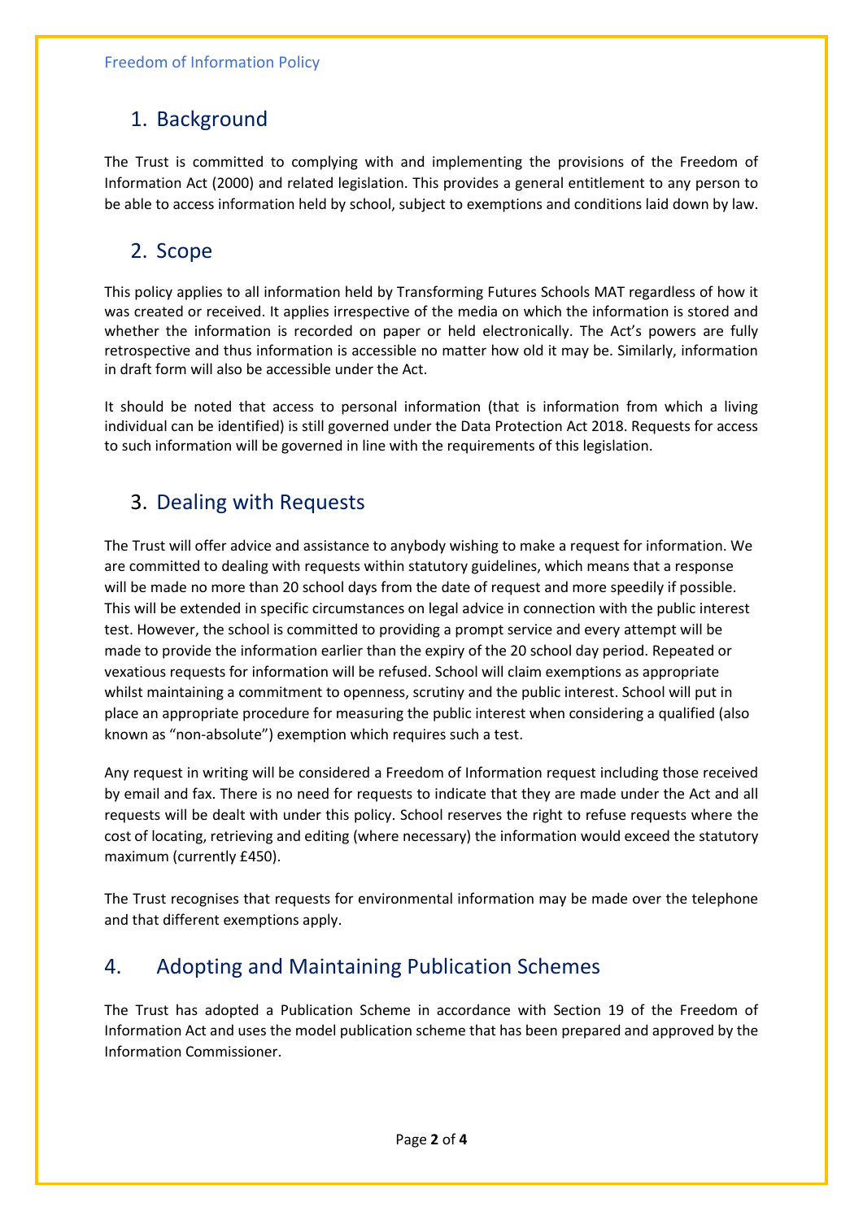## 1. Background

The Trust is committed to complying with and implementing the provisions of the Freedom of Information Act (2000) and related legislation. This provides a general entitlement to any person to be able to access information held by school, subject to exemptions and conditions laid down by law.

## 2. Scope

This policy applies to all information held by Transforming Futures Schools MAT regardless of how it was created or received. It applies irrespective of the media on which the information is stored and whether the information is recorded on paper or held electronically. The Act's powers are fully retrospective and thus information is accessible no matter how old it may be. Similarly, information in draft form will also be accessible under the Act.

It should be noted that access to personal information (that is information from which a living individual can be identified) is still governed under the Data Protection Act 2018. Requests for access to such information will be governed in line with the requirements of this legislation.

## 3. Dealing with Requests

The Trust will offer advice and assistance to anybody wishing to make a request for information. We are committed to dealing with requests within statutory guidelines, which means that a response will be made no more than 20 school days from the date of request and more speedily if possible. This will be extended in specific circumstances on legal advice in connection with the public interest test. However, the school is committed to providing a prompt service and every attempt will be made to provide the information earlier than the expiry of the 20 school day period. Repeated or vexatious requests for information will be refused. School will claim exemptions as appropriate whilst maintaining a commitment to openness, scrutiny and the public interest. School will put in place an appropriate procedure for measuring the public interest when considering a qualified (also known as "non-absolute") exemption which requires such a test.

Any request in writing will be considered a Freedom of Information request including those received by email and fax. There is no need for requests to indicate that they are made under the Act and all requests will be dealt with under this policy. School reserves the right to refuse requests where the cost of locating, retrieving and editing (where necessary) the information would exceed the statutory maximum (currently £450).

The Trust recognises that requests for environmental information may be made over the telephone and that different exemptions apply.

## 4. Adopting and Maintaining Publication Schemes

The Trust has adopted a Publication Scheme in accordance with Section 19 of the Freedom of Information Act and uses the model publication scheme that has been prepared and approved by the Information Commissioner.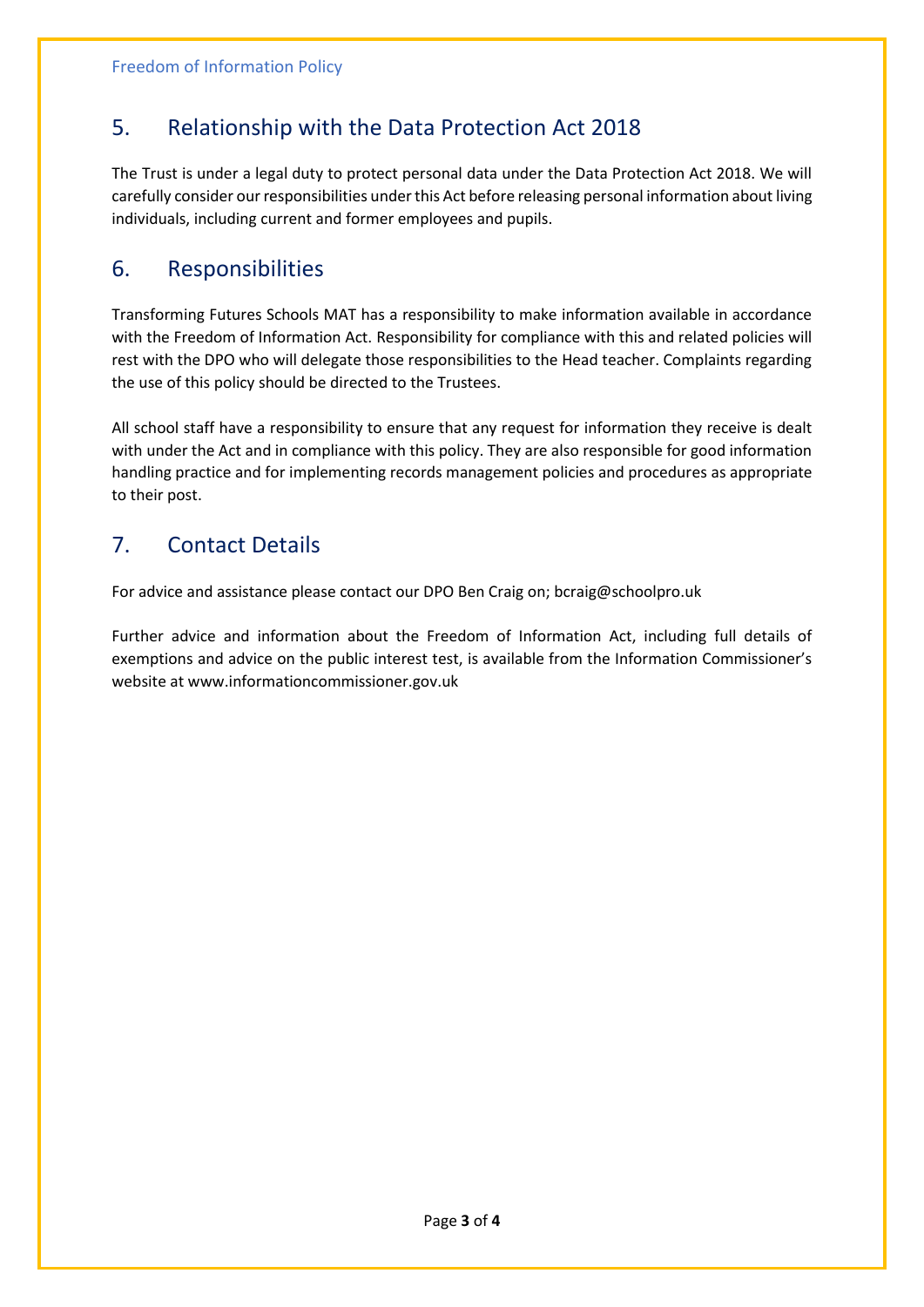## 5. Relationship with the Data Protection Act 2018

The Trust is under a legal duty to protect personal data under the Data Protection Act 2018. We will carefully consider our responsibilities under this Act before releasing personal information about living individuals, including current and former employees and pupils.

## 6. Responsibilities

Transforming Futures Schools MAT has a responsibility to make information available in accordance with the Freedom of Information Act. Responsibility for compliance with this and related policies will rest with the DPO who will delegate those responsibilities to the Head teacher. Complaints regarding the use of this policy should be directed to the Trustees.

All school staff have a responsibility to ensure that any request for information they receive is dealt with under the Act and in compliance with this policy. They are also responsible for good information handling practice and for implementing records management policies and procedures as appropriate to their post.

## 7. Contact Details

For advice and assistance please contact our DPO Ben Craig on; bcraig@schoolpro.uk

Further advice and information about the Freedom of Information Act, including full details of exemptions and advice on the public interest test, is available from the Information Commissioner's website at www.informationcommissioner.gov.uk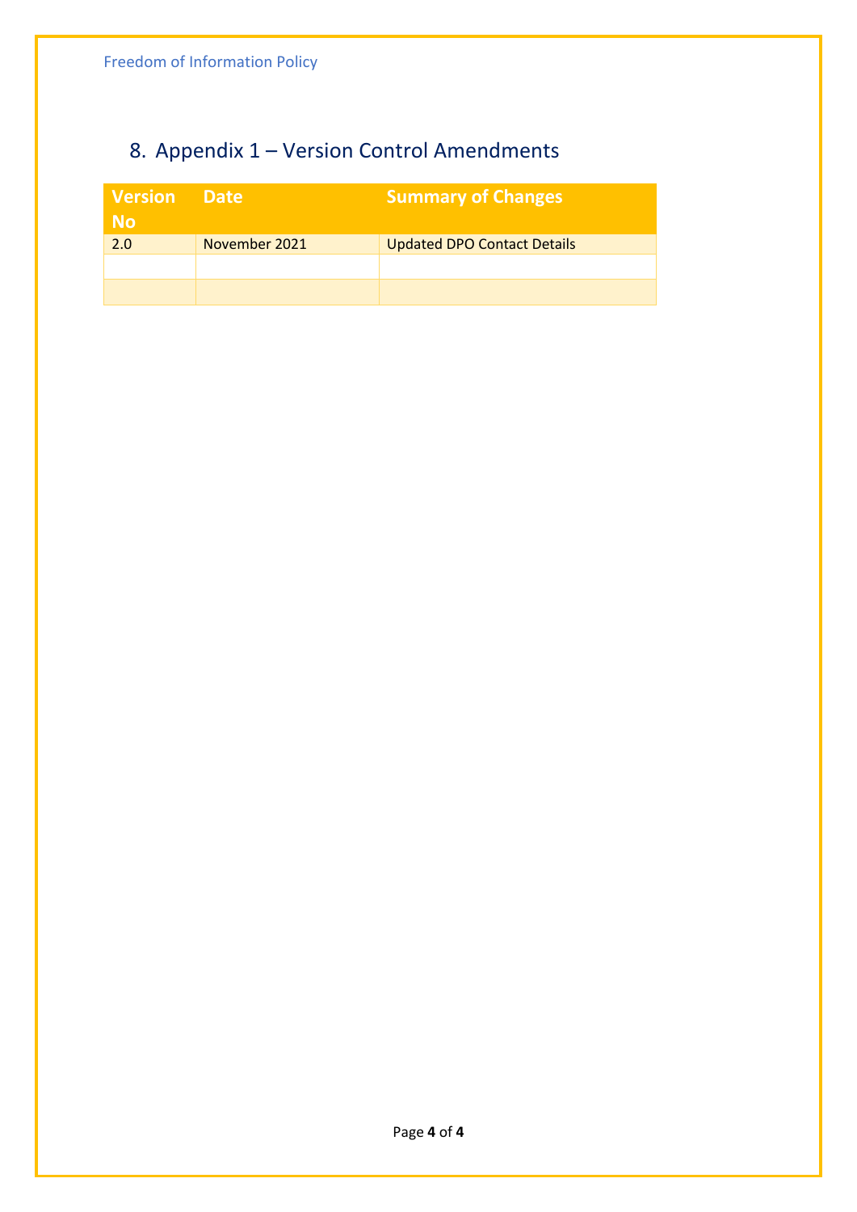## 8. Appendix 1 – Version Control Amendments

| Version No | Date | Summary of Changes |
|---|---|---|
| 2.0 | November 2021 | Updated DPO Contact Details |
| | | |
| | | |